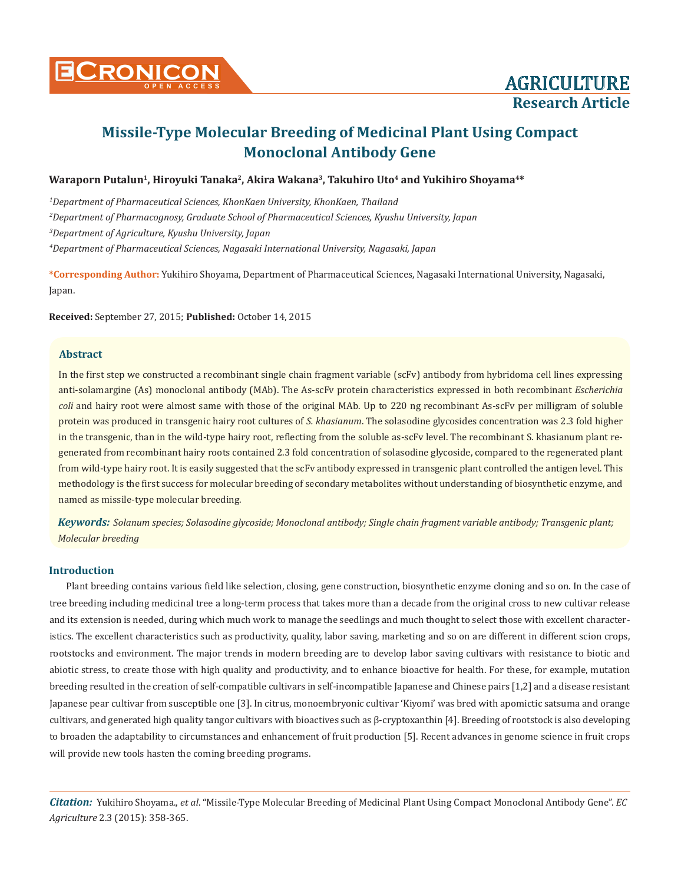# Missile-Type Molecular Breeding of Medicinal Plant Using Compact Monoclonal Antibody Gene

**Waraporn Putalun[1], Hiroyuki Tanaka[2], Akira Wakana[3], Takuhiro Uto[4] and Yukihiro Shoyama[4]***

[1]*Department of Pharmaceutical Sciences, KhonKaen University, KhonKaen, Thailand*

[2]*Department of Pharmacognosy, Graduate School of Pharmaceutical Sciences, Kyushu University, Japan*

[3]*Department of Agriculture, Kyushu University, Japan*

[4]*Department of Pharmaceutical Sciences, Nagasaki International University, Nagasaki, Japan*

**\*Corresponding Author:** Yukihiro Shoyama, Department of Pharmaceutical Sciences, Nagasaki International University, Nagasaki, Japan.

**Received:** September 27, 2015; **Published:** October 14, 2015

## Abstract

In the first step we constructed a recombinant single chain fragment variable (scFv) antibody from hybridoma cell lines expressing anti-solamargine (As) monoclonal antibody (MAb). The As-scFv protein characteristics expressed in both recombinant *Escherichia coli* and hairy root were almost same with those of the original MAb. Up to 220 ng recombinant As-scFv per milligram of soluble protein was produced in transgenic hairy root cultures of *S. khasianum*. The solasodine glycosides concentration was 2.3 fold higher in the transgenic, than in the wild-type hairy root, reflecting from the soluble as-scFv level. The recombinant S. khasianum plant regenerated from recombinant hairy roots contained 2.3 fold concentration of solasodine glycoside, compared to the regenerated plant from wild-type hairy root. It is easily suggested that the scFv antibody expressed in transgenic plant controlled the antigen level. This methodology is the first success for molecular breeding of secondary metabolites without understanding of biosynthetic enzyme, and named as missile-type molecular breeding.

***Keywords:*** *Solanum species; Solasodine glycoside; Monoclonal antibody; Single chain fragment variable antibody; Transgenic plant; Molecular breeding*

## Introduction

Plant breeding contains various field like selection, closing, gene construction, biosynthetic enzyme cloning and so on. In the case of tree breeding including medicinal tree a long-term process that takes more than a decade from the original cross to new cultivar release and its extension is needed, during which much work to manage the seedlings and much thought to select those with excellent characteristics. The excellent characteristics such as productivity, quality, labor saving, marketing and so on are different in different scion crops, rootstocks and environment. The major trends in modern breeding are to develop labor saving cultivars with resistance to biotic and abiotic stress, to create those with high quality and productivity, and to enhance bioactive for health. For these, for example, mutation breeding resulted in the creation of self-compatible cultivars in self-incompatible Japanese and Chinese pairs [1,2] and a disease resistant Japanese pear cultivar from susceptible one [3]. In citrus, monoembryonic cultivar 'Kiyomi' was bred with apomictic satsuma and orange cultivars, and generated high quality tangor cultivars with bioactives such as β-cryptoxanthin [4]. Breeding of rootstock is also developing to broaden the adaptability to circumstances and enhancement of fruit production [5]. Recent advances in genome science in fruit crops will provide new tools hasten the coming breeding programs.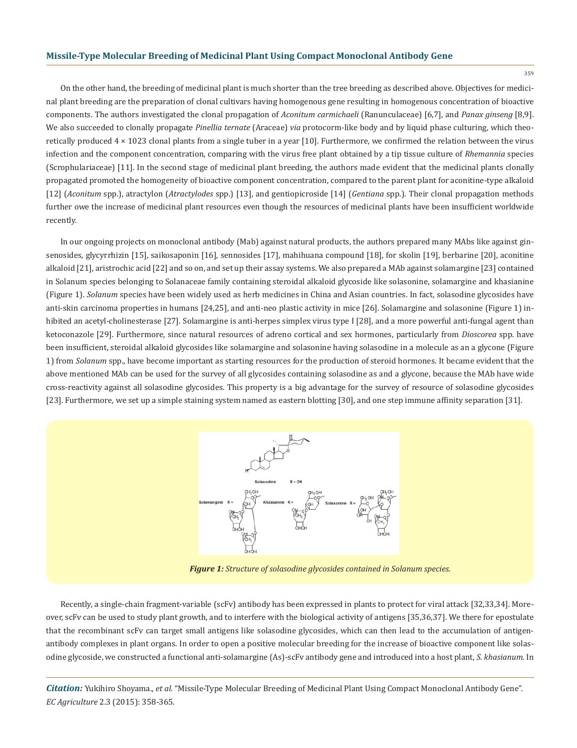On the other hand, the breeding of medicinal plant is much shorter than the tree breeding as described above. Objectives for medicinal plant breeding are the preparation of clonal cultivars having homogenous gene resulting in homogenous concentration of bioactive components. The authors investigated the clonal propagation of *Aconitum carmichaeli* (Ranunculaceae) [6,7], and *Panax ginseng* [8,9]. We also succeeded to clonally propagate *Pinellia ternate* (Araceae) *via* protocorm-like body and by liquid phase culturing, which theoretically produced 4 × 1023 clonal plants from a single tuber in a year [10]. Furthermore, we confirmed the relation between the virus infection and the component concentration, comparing with the virus free plant obtained by a tip tissue culture of *Rhemannia* species (Scrophulariaceae) [11]. In the second stage of medicinal plant breeding, the authors made evident that the medicinal plants clonally propagated promoted the homogeneity of bioactive component concentration, compared to the parent plant for aconitine-type alkaloid [12] (*Aconitum* spp.), atractylon (*Atractylodes* spp.) [13], and gentiopicroside [14] (*Gentiana* spp.). Their clonal propagation methods further owe the increase of medicinal plant resources even though the resources of medicinal plants have been insufficient worldwide recently.

In our ongoing projects on monoclonal antibody (Mab) against natural products, the authors prepared many MAbs like against ginsenosides, glycyrrhizin [15], saikosaponin [16], sennosides [17], mahihuana compound [18], for skolin [19], berbarine [20], aconitine alkaloid [21], aristrochic acid [22] and so on, and set up their assay systems. We also prepared a MAb against solamargine [23] contained in Solanum species belonging to Solanaceae family containing steroidal alkaloid glycoside like solasonine, solamargine and khasianine (Figure 1). *Solanum* species have been widely used as herb medicines in China and Asian countries. In fact, solasodine glycosides have anti-skin carcinoma properties in humans [24,25], and anti-neo plastic activity in mice [26]. Solamargine and solasonine (Figure 1) inhibited an acetyl-cholinesterase [27]. Solamargine is anti-herpes simplex virus type I [28], and a more powerful anti-fungal agent than ketoconazole [29]. Furthermore, since natural resources of adreno cortical and sex hormones, particularly from *Dioscorea* spp. have been insufficient, steroidal alkaloid glycosides like solamargine and solasonine having solasodine in a molecule as an a glycone (Figure 1) from *Solanum* spp., have become important as starting resources for the production of steroid hormones. It became evident that the above mentioned MAb can be used for the survey of all glycosides containing solasodine as and a glycone, because the MAb have wide cross-reactivity against all solasodine glycosides. This property is a big advantage for the survey of resource of solasodine glycosides [23]. Furthermore, we set up a simple staining system named as eastern blotting [30], and one step immune affinity separation [31].

***Figure 1:*** *Structure of solasodine glycosides contained in Solanum species.*

Recently, a single-chain fragment-variable (scFv) antibody has been expressed in plants to protect for viral attack [32,33,34]. Moreover, scFv can be used to study plant growth, and to interfere with the biological activity of antigens [35,36,37]. We there for epostulate that the recombinant scFv can target small antigens like solasodine glycosides, which can then lead to the accumulation of antigen-antibody complexes in plant organs. In order to open a positive molecular breeding for the increase of bioactive component like solasodine glycoside, we constructed a functional anti-solamargine (As)-scFv antibody gene and introduced into a host plant, *S. khasianum*. In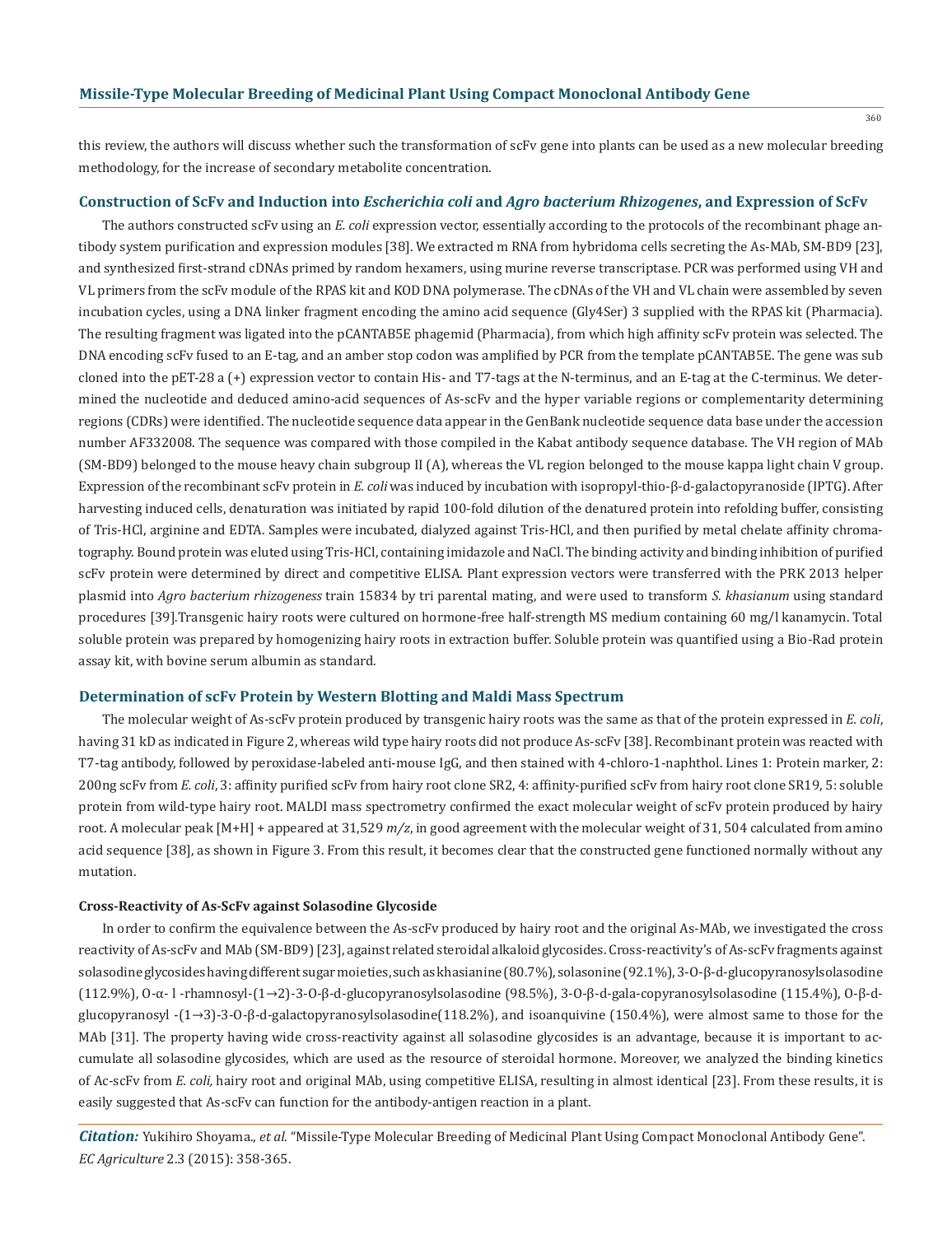this review, the authors will discuss whether such the transformation of scFv gene into plants can be used as a new molecular breeding methodology, for the increase of secondary metabolite concentration.

## Construction of ScFv and Induction into *Escherichia coli* and *Agro bacterium Rhizogenes*, and Expression of ScFv

The authors constructed scFv using an *E. coli* expression vector, essentially according to the protocols of the recombinant phage antibody system purification and expression modules [38]. We extracted m RNA from hybridoma cells secreting the As-MAb, SM-BD9 [23], and synthesized first-strand cDNAs primed by random hexamers, using murine reverse transcriptase. PCR was performed using VH and VL primers from the scFv module of the RPAS kit and KOD DNA polymerase. The cDNAs of the VH and VL chain were assembled by seven incubation cycles, using a DNA linker fragment encoding the amino acid sequence (Gly4Ser) 3 supplied with the RPAS kit (Pharmacia). The resulting fragment was ligated into the pCANTAB5E phagemid (Pharmacia), from which high affinity scFv protein was selected. The DNA encoding scFv fused to an E-tag, and an amber stop codon was amplified by PCR from the template pCANTAB5E. The gene was sub cloned into the pET-28 a (+) expression vector to contain His- and T7-tags at the N-terminus, and an E-tag at the C-terminus. We determined the nucleotide and deduced amino-acid sequences of As-scFv and the hyper variable regions or complementarity determining regions (CDRs) were identified. The nucleotide sequence data appear in the GenBank nucleotide sequence data base under the accession number AF332008. The sequence was compared with those compiled in the Kabat antibody sequence database. The VH region of MAb (SM-BD9) belonged to the mouse heavy chain subgroup II (A), whereas the VL region belonged to the mouse kappa light chain V group. Expression of the recombinant scFv protein in *E. coli* was induced by incubation with isopropyl-thio-β-d-galactopyranoside (IPTG). After harvesting induced cells, denaturation was initiated by rapid 100-fold dilution of the denatured protein into refolding buffer, consisting of Tris-HCl, arginine and EDTA. Samples were incubated, dialyzed against Tris-HCl, and then purified by metal chelate affinity chromatography. Bound protein was eluted using Tris-HCl, containing imidazole and NaCl. The binding activity and binding inhibition of purified scFv protein were determined by direct and competitive ELISA. Plant expression vectors were transferred with the PRK 2013 helper plasmid into *Agro bacterium rhizogeness* train 15834 by tri parental mating, and were used to transform *S. khasianum* using standard procedures [39].Transgenic hairy roots were cultured on hormone-free half-strength MS medium containing 60 mg/l kanamycin. Total soluble protein was prepared by homogenizing hairy roots in extraction buffer. Soluble protein was quantified using a Bio-Rad protein assay kit, with bovine serum albumin as standard.

## Determination of scFv Protein by Western Blotting and Maldi Mass Spectrum

The molecular weight of As-scFv protein produced by transgenic hairy roots was the same as that of the protein expressed in *E. coli*, having 31 kD as indicated in Figure 2, whereas wild type hairy roots did not produce As-scFv [38]. Recombinant protein was reacted with T7-tag antibody, followed by peroxidase-labeled anti-mouse IgG, and then stained with 4-chloro-1-naphthol. Lines 1: Protein marker, 2: 200ng scFv from *E. coli*, 3: affinity purified scFv from hairy root clone SR2, 4: affinity-purified scFv from hairy root clone SR19, 5: soluble protein from wild-type hairy root. MALDI mass spectrometry confirmed the exact molecular weight of scFv protein produced by hairy root. A molecular peak [M+H] + appeared at 31,529 *m/z*, in good agreement with the molecular weight of 31, 504 calculated from amino acid sequence [38], as shown in Figure 3. From this result, it becomes clear that the constructed gene functioned normally without any mutation.

### Cross-Reactivity of As-ScFv against Solasodine Glycoside

In order to confirm the equivalence between the As-scFv produced by hairy root and the original As-MAb, we investigated the cross reactivity of As-scFv and MAb (SM-BD9) [23], against related steroidal alkaloid glycosides. Cross-reactivity's of As-scFv fragments against solasodine glycosides having different sugar moieties, such as khasianine (80.7%), solasonine (92.1%), 3-O-β-d-glucopyranosylsolasodine (112.9%), O-α- l -rhamnosyl-(1→2)-3-O-β-d-glucopyranosylsolasodine (98.5%), 3-O-β-d-gala-copyranosylsolasodine (115.4%), O-β-d-glucopyranosyl -(1→3)-3-O-β-d-galactopyranosylsolasodine(118.2%), and isoanquivine (150.4%), were almost same to those for the MAb [31]. The property having wide cross-reactivity against all solasodine glycosides is an advantage, because it is important to accumulate all solasodine glycosides, which are used as the resource of steroidal hormone. Moreover, we analyzed the binding kinetics of Ac-scFv from *E. coli,* hairy root and original MAb, using competitive ELISA, resulting in almost identical [23]. From these results, it is easily suggested that As-scFv can function for the antibody-antigen reaction in a plant.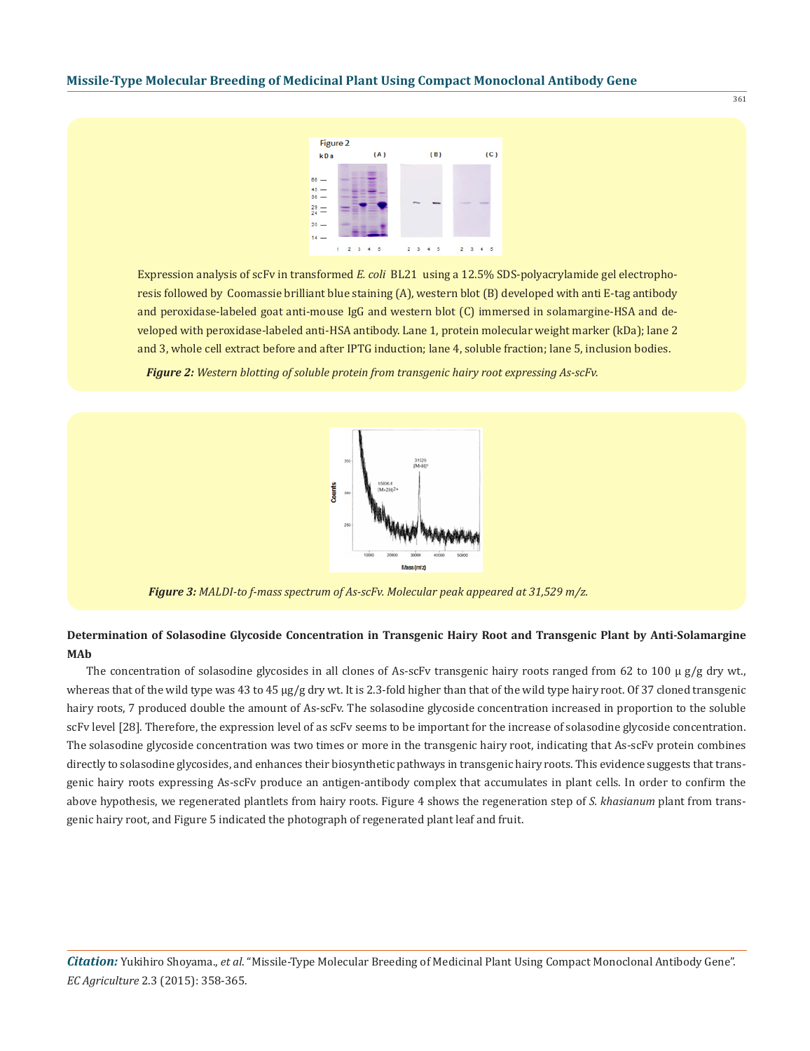Expression analysis of scFv in transformed *E. coli* BL21 using a 12.5% SDS-polyacrylamide gel electrophoresis followed by Coomassie brilliant blue staining (A), western blot (B) developed with anti E-tag antibody and peroxidase-labeled goat anti-mouse IgG and western blot (C) immersed in solamargine-HSA and developed with peroxidase-labeled anti-HSA antibody. Lane 1, protein molecular weight marker (kDa); lane 2 and 3, whole cell extract before and after IPTG induction; lane 4, soluble fraction; lane 5, inclusion bodies.

***Figure 2:*** *Western blotting of soluble protein from transgenic hairy root expressing As-scFv.*

***Figure 3:*** *MALDI-to f-mass spectrum of As-scFv. Molecular peak appeared at 31,529 m/z.*

### Determination of Solasodine Glycoside Concentration in Transgenic Hairy Root and Transgenic Plant by Anti-Solamargine MAb

The concentration of solasodine glycosides in all clones of As-scFv transgenic hairy roots ranged from 62 to 100 μ g/g dry wt., whereas that of the wild type was 43 to 45 μg/g dry wt. It is 2.3-fold higher than that of the wild type hairy root. Of 37 cloned transgenic hairy roots, 7 produced double the amount of As-scFv. The solasodine glycoside concentration increased in proportion to the soluble scFv level [28]. Therefore, the expression level of as scFv seems to be important for the increase of solasodine glycoside concentration. The solasodine glycoside concentration was two times or more in the transgenic hairy root, indicating that As-scFv protein combines directly to solasodine glycosides, and enhances their biosynthetic pathways in transgenic hairy roots. This evidence suggests that transgenic hairy roots expressing As-scFv produce an antigen-antibody complex that accumulates in plant cells. In order to confirm the above hypothesis, we regenerated plantlets from hairy roots. Figure 4 shows the regeneration step of *S. khasianum* plant from transgenic hairy root, and Figure 5 indicated the photograph of regenerated plant leaf and fruit.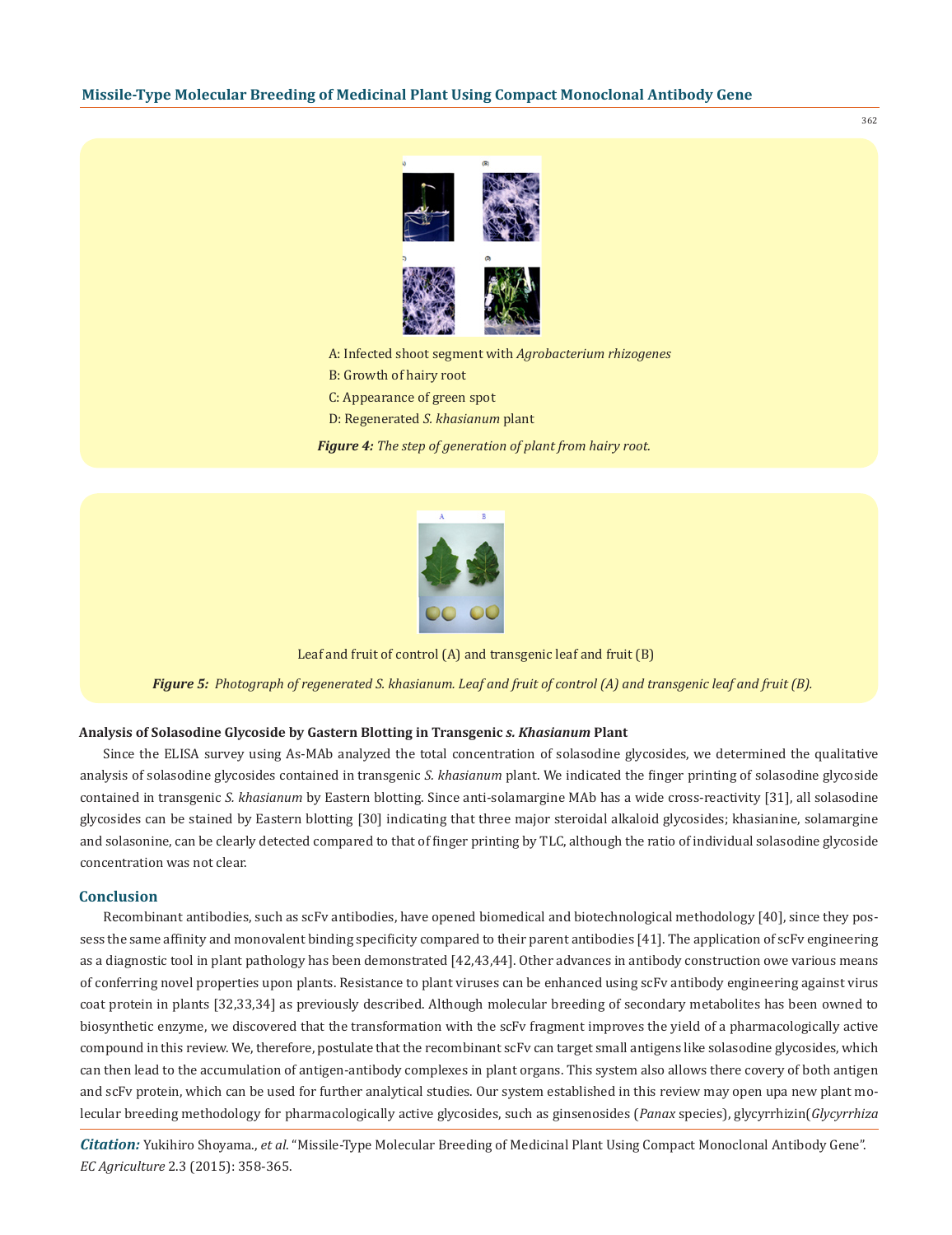A: Infected shoot segment with *Agrobacterium rhizogenes*

B: Growth of hairy root

C: Appearance of green spot

D: Regenerated *S. khasianum* plant

***Figure 4:*** *The step of generation of plant from hairy root.*

Leaf and fruit of control (A) and transgenic leaf and fruit (B)

***Figure 5:*** *Photograph of regenerated S. khasianum. Leaf and fruit of control (A) and transgenic leaf and fruit (B).*

**Analysis of Solasodine Glycoside by Gastern Blotting in Transgenic *s. Khasianum* Plant**

Since the ELISA survey using As-MAb analyzed the total concentration of solasodine glycosides, we determined the qualitative analysis of solasodine glycosides contained in transgenic *S. khasianum* plant. We indicated the finger printing of solasodine glycoside contained in transgenic *S. khasianum* by Eastern blotting. Since anti-solamargine MAb has a wide cross-reactivity [31], all solasodine glycosides can be stained by Eastern blotting [30] indicating that three major steroidal alkaloid glycosides; khasianine, solamargine and solasonine, can be clearly detected compared to that of finger printing by TLC, although the ratio of individual solasodine glycoside concentration was not clear.

## Conclusion

Recombinant antibodies, such as scFv antibodies, have opened biomedical and biotechnological methodology [40], since they possess the same affinity and monovalent binding specificity compared to their parent antibodies [41]. The application of scFv engineering as a diagnostic tool in plant pathology has been demonstrated [42,43,44]. Other advances in antibody construction owe various means of conferring novel properties upon plants. Resistance to plant viruses can be enhanced using scFv antibody engineering against virus coat protein in plants [32,33,34] as previously described. Although molecular breeding of secondary metabolites has been owned to biosynthetic enzyme, we discovered that the transformation with the scFv fragment improves the yield of a pharmacologically active compound in this review. We, therefore, postulate that the recombinant scFv can target small antigens like solasodine glycosides, which can then lead to the accumulation of antigen-antibody complexes in plant organs. This system also allows there covery of both antigen and scFv protein, which can be used for further analytical studies. Our system established in this review may open upa new plant molecular breeding methodology for pharmacologically active glycosides, such as ginsenosides (*Panax* species), glycyrrhizin(*Glycyrrhiza*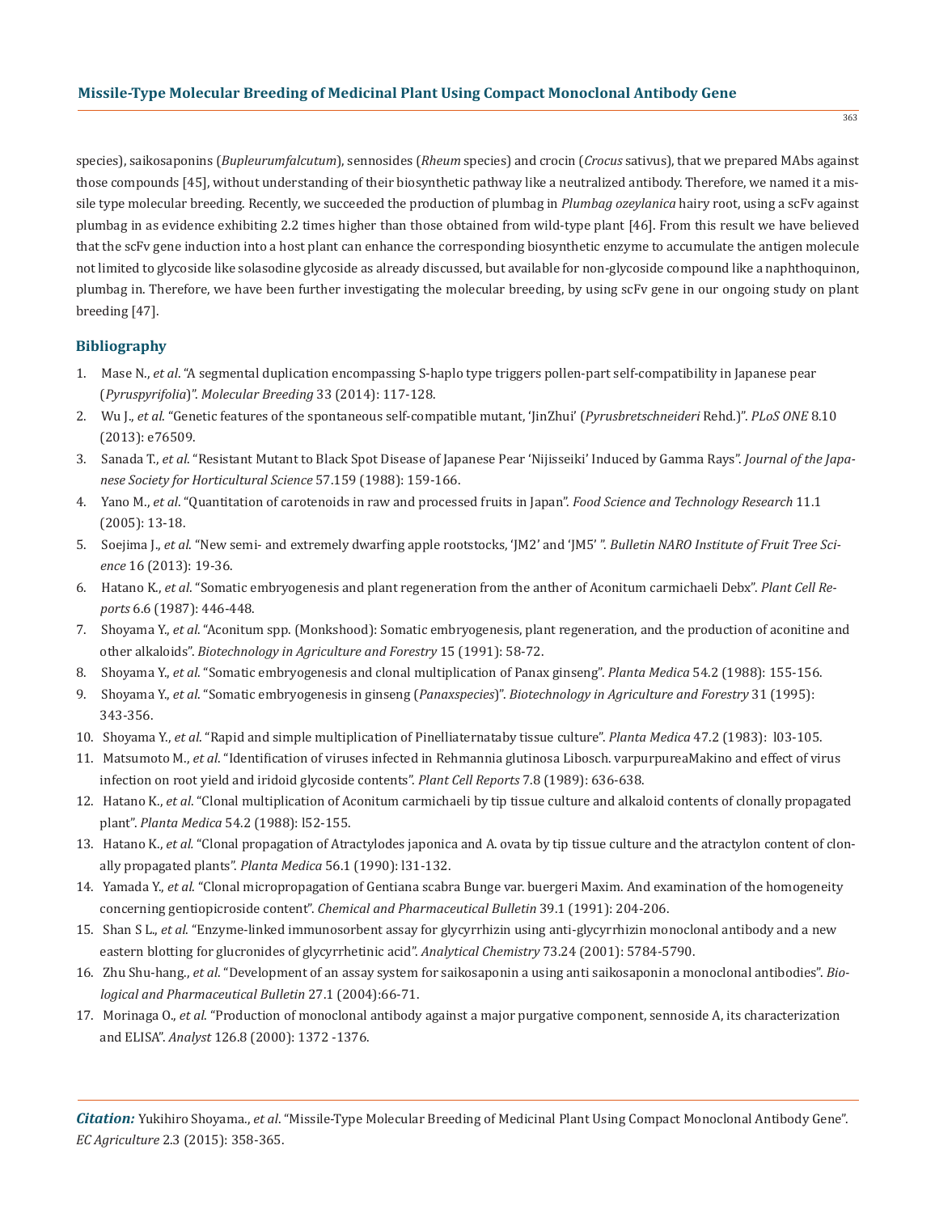species), saikosaponins (*Bupleurumfalcutum*), sennosides (*Rheum* species) and crocin (*Crocus* sativus), that we prepared MAbs against those compounds [45], without understanding of their biosynthetic pathway like a neutralized antibody. Therefore, we named it a missile type molecular breeding. Recently, we succeeded the production of plumbag in *Plumbag ozeylanica* hairy root, using a scFv against plumbag in as evidence exhibiting 2.2 times higher than those obtained from wild-type plant [46]. From this result we have believed that the scFv gene induction into a host plant can enhance the corresponding biosynthetic enzyme to accumulate the antigen molecule not limited to glycoside like solasodine glycoside as already discussed, but available for non-glycoside compound like a naphthoquinon, plumbag in. Therefore, we have been further investigating the molecular breeding, by using scFv gene in our ongoing study on plant breeding [47].

## Bibliography

1. Mase N., *et al*. "A segmental duplication encompassing S-haplo type triggers pollen-part self-compatibility in Japanese pear (*Pyruspyrifolia*)". *Molecular Breeding* 33 (2014): 117-128.
2. Wu J., *et al*. "Genetic features of the spontaneous self-compatible mutant, 'JinZhui' (*Pyrusbretschneideri* Rehd.)". *PLoS ONE* 8.10 (2013): e76509.
3. Sanada T., *et al*. "Resistant Mutant to Black Spot Disease of Japanese Pear 'Nijisseiki' Induced by Gamma Rays". *Journal of the Japanese Society for Horticultural Science* 57.159 (1988): 159-166.
4. Yano M., *et al*. "Quantitation of carotenoids in raw and processed fruits in Japan". *Food Science and Technology Research* 11.1 (2005): 13-18.
5. Soejima J., *et al*. "New semi- and extremely dwarfing apple rootstocks, 'JM2' and 'JM5' ". *Bulletin NARO Institute of Fruit Tree Science* 16 (2013): 19-36.
6. Hatano K., *et al*. "Somatic embryogenesis and plant regeneration from the anther of Aconitum carmichaeli Debx". *Plant Cell Reports* 6.6 (1987): 446-448.
7. Shoyama Y., *et al*. "Aconitum spp. (Monkshood): Somatic embryogenesis, plant regeneration, and the production of aconitine and other alkaloids". *Biotechnology in Agriculture and Forestry* 15 (1991): 58-72.
8. Shoyama Y., *et al*. "Somatic embryogenesis and clonal multiplication of Panax ginseng". *Planta Medica* 54.2 (1988): 155-156.
9. Shoyama Y., *et al*. "Somatic embryogenesis in ginseng (*Panaxspecies*)". *Biotechnology in Agriculture and Forestry* 31 (1995): 343-356.
10. Shoyama Y., *et al*. "Rapid and simple multiplication of Pinelliaternataby tissue culture". *Planta Medica* 47.2 (1983): l03-105.
11. Matsumoto M., *et al*. "Identification of viruses infected in Rehmannia glutinosa Libosch. varpurpureaMakino and effect of virus infection on root yield and iridoid glycoside contents". *Plant Cell Reports* 7.8 (1989): 636-638.
12. Hatano K., *et al*. "Clonal multiplication of Aconitum carmichaeli by tip tissue culture and alkaloid contents of clonally propagated plant". *Planta Medica* 54.2 (1988): l52-155.
13. Hatano K., *et al.* "Clonal propagation of Atractylodes japonica and A. ovata by tip tissue culture and the atractylon content of clonally propagated plants". *Planta Medica* 56.1 (1990): l31-132.
14. Yamada Y., *et al.* "Clonal micropropagation of Gentiana scabra Bunge var. buergeri Maxim. And examination of the homogeneity concerning gentiopicroside content". *Chemical and Pharmaceutical Bulletin* 39.1 (1991): 204-206.
15. Shan S L., *et al*. "Enzyme-linked immunosorbent assay for glycyrrhizin using anti-glycyrrhizin monoclonal antibody and a new eastern blotting for glucronides of glycyrrhetinic acid". *Analytical Chemistry* 73.24 (2001): 5784-5790.
16. Zhu Shu-hang., *et al*. "Development of an assay system for saikosaponin a using anti saikosaponin a monoclonal antibodies". *Biological and Pharmaceutical Bulletin* 27.1 (2004):66-71.
17. Morinaga O., *et al*. "Production of monoclonal antibody against a major purgative component, sennoside A, its characterization and ELISA". *Analyst* 126.8 (2000): 1372 -1376.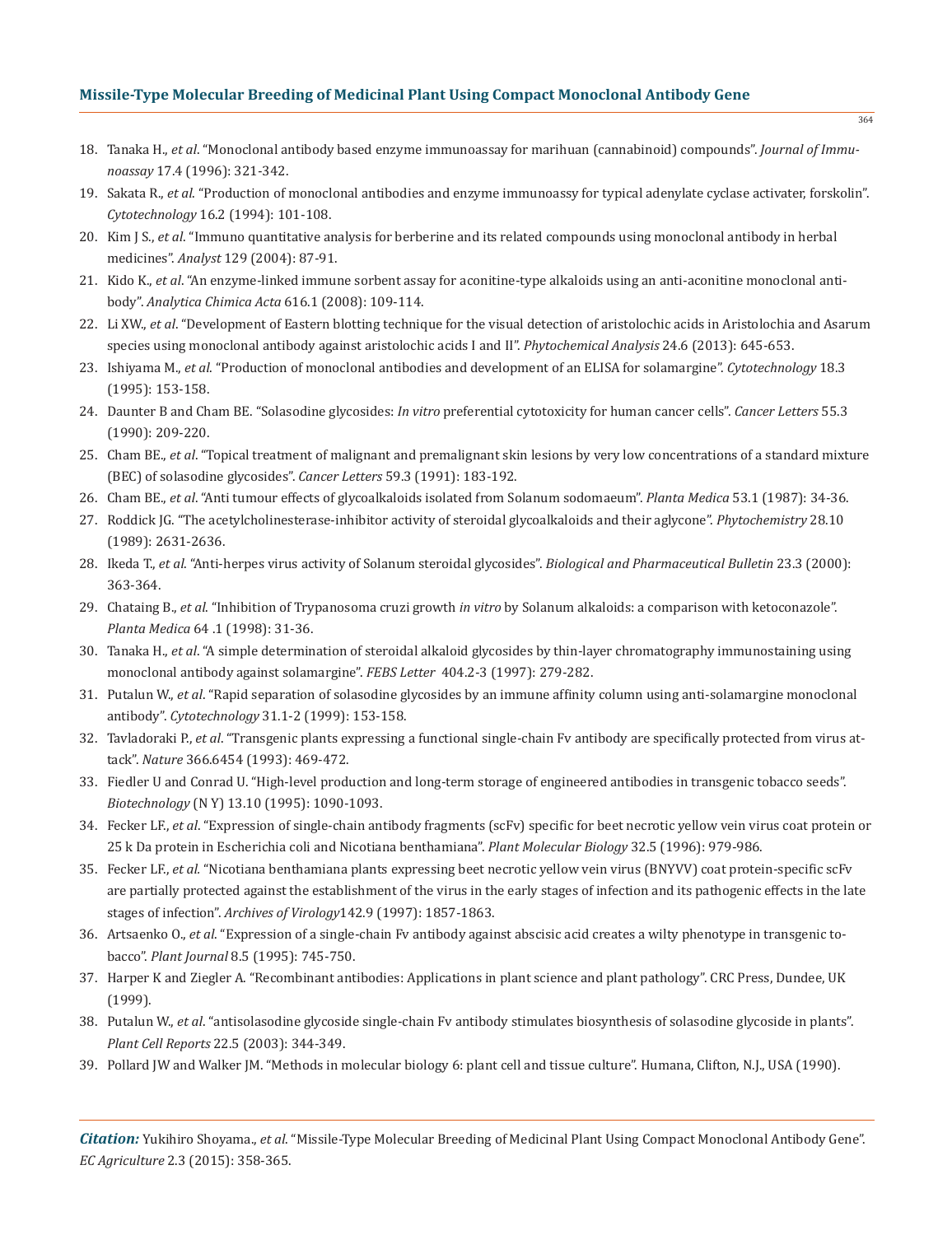18. Tanaka H., *et al*. "Monoclonal antibody based enzyme immunoassay for marihuan (cannabinoid) compounds". *Journal of Immunoassay* 17.4 (1996): 321-342.
19. Sakata R., *et al*. "Production of monoclonal antibodies and enzyme immunoassay for typical adenylate cyclase activater, forskolin". *Cytotechnology* 16.2 (1994): 101-108.
20. Kim J S., *et al*. "Immuno quantitative analysis for berberine and its related compounds using monoclonal antibody in herbal medicines". *Analyst* 129 (2004): 87-91.
21. Kido K., *et al*. "An enzyme-linked immune sorbent assay for aconitine-type alkaloids using an anti-aconitine monoclonal antibody". *Analytica Chimica Acta* 616.1 (2008): 109-114.
22. Li XW., *et al*. "Development of Eastern blotting technique for the visual detection of aristolochic acids in Aristolochia and Asarum species using monoclonal antibody against aristolochic acids I and II". *Phytochemical Analysis* 24.6 (2013): 645-653.
23. Ishiyama M., *et al*. "Production of monoclonal antibodies and development of an ELISA for solamargine". *Cytotechnology* 18.3 (1995): 153-158.
24. Daunter B and Cham BE. "Solasodine glycosides: *In vitro* preferential cytotoxicity for human cancer cells". *Cancer Letters* 55.3 (1990): 209-220.
25. Cham BE., *et al*. "Topical treatment of malignant and premalignant skin lesions by very low concentrations of a standard mixture (BEC) of solasodine glycosides". *Cancer Letters* 59.3 (1991): 183-192.
26. Cham BE., *et al*. "Anti tumour effects of glycoalkaloids isolated from Solanum sodomaeum". *Planta Medica* 53.1 (1987): 34-36.
27. Roddick JG. "The acetylcholinesterase-inhibitor activity of steroidal glycoalkaloids and their aglycone". *Phytochemistry* 28.10 (1989): 2631-2636.
28. Ikeda T., *et al*. "Anti-herpes virus activity of Solanum steroidal glycosides". *Biological and Pharmaceutical Bulletin* 23.3 (2000): 363-364.
29. Chataing B., *et al*. "Inhibition of Trypanosoma cruzi growth *in vitro* by Solanum alkaloids: a comparison with ketoconazole". *Planta Medica* 64 .1 (1998): 31-36.
30. Tanaka H., *et al*. "A simple determination of steroidal alkaloid glycosides by thin-layer chromatography immunostaining using monoclonal antibody against solamargine". *FEBS Letter* 404.2-3 (1997): 279-282.
31. Putalun W., *et al*. "Rapid separation of solasodine glycosides by an immune affinity column using anti-solamargine monoclonal antibody". *Cytotechnology* 31.1-2 (1999): 153-158.
32. Tavladoraki P., *et al*. "Transgenic plants expressing a functional single-chain Fv antibody are specifically protected from virus attack". *Nature* 366.6454 (1993): 469-472.
33. Fiedler U and Conrad U. "High-level production and long-term storage of engineered antibodies in transgenic tobacco seeds". *Biotechnology* (N Y) 13.10 (1995): 1090-1093.
34. Fecker LF., *et al*. "Expression of single-chain antibody fragments (scFv) specific for beet necrotic yellow vein virus coat protein or 25 k Da protein in Escherichia coli and Nicotiana benthamiana". *Plant Molecular Biology* 32.5 (1996): 979-986.
35. Fecker LF., *et al*. "Nicotiana benthamiana plants expressing beet necrotic yellow vein virus (BNYVV) coat protein-specific scFv are partially protected against the establishment of the virus in the early stages of infection and its pathogenic effects in the late stages of infection". *Archives of Virology*142.9 (1997): 1857-1863.
36. Artsaenko O., *et al*. "Expression of a single-chain Fv antibody against abscisic acid creates a wilty phenotype in transgenic tobacco". *Plant Journal* 8.5 (1995): 745-750.
37. Harper K and Ziegler A. "Recombinant antibodies: Applications in plant science and plant pathology". CRC Press, Dundee, UK (1999).
38. Putalun W., *et al*. "antisolasodine glycoside single-chain Fv antibody stimulates biosynthesis of solasodine glycoside in plants". *Plant Cell Reports* 22.5 (2003): 344-349.
39. Pollard JW and Walker JM. "Methods in molecular biology 6: plant cell and tissue culture". Humana, Clifton, N.J., USA (1990).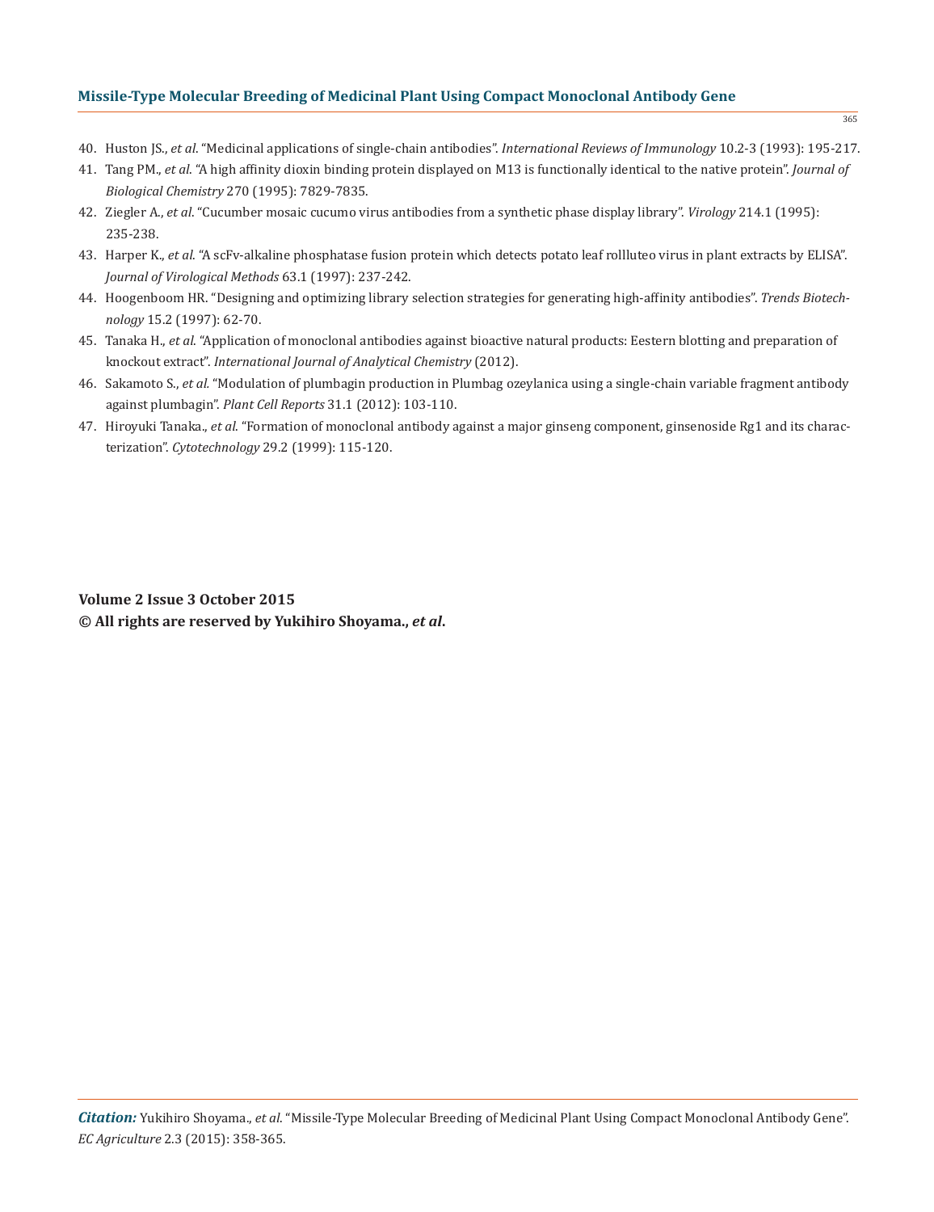40. Huston JS., *et al*. "Medicinal applications of single-chain antibodies". *International Reviews of Immunology* 10.2-3 (1993): 195-217.
41. Tang PM., *et al*. "A high affinity dioxin binding protein displayed on M13 is functionally identical to the native protein". *Journal of Biological Chemistry* 270 (1995): 7829-7835.
42. Ziegler A., *et al*. "Cucumber mosaic cucumo virus antibodies from a synthetic phase display library". *Virology* 214.1 (1995): 235-238.
43. Harper K., *et al*. "A scFv-alkaline phosphatase fusion protein which detects potato leaf rollluteo virus in plant extracts by ELISA". *Journal of Virological Methods* 63.1 (1997): 237-242.
44. Hoogenboom HR. "Designing and optimizing library selection strategies for generating high-affinity antibodies". *Trends Biotechnology* 15.2 (1997): 62-70.
45. Tanaka H., *et al*. "Application of monoclonal antibodies against bioactive natural products: Eestern blotting and preparation of knockout extract". *International Journal of Analytical Chemistry* (2012).
46. Sakamoto S., *et al*. "Modulation of plumbagin production in Plumbag ozeylanica using a single-chain variable fragment antibody against plumbagin". *Plant Cell Reports* 31.1 (2012): 103-110.
47. Hiroyuki Tanaka., *et al*. "Formation of monoclonal antibody against a major ginseng component, ginsenoside Rg1 and its characterization". *Cytotechnology* 29.2 (1999): 115-120.

**Volume 2 Issue 3 October 2015**
**© All rights are reserved by Yukihiro Shoyama., *et al*.**